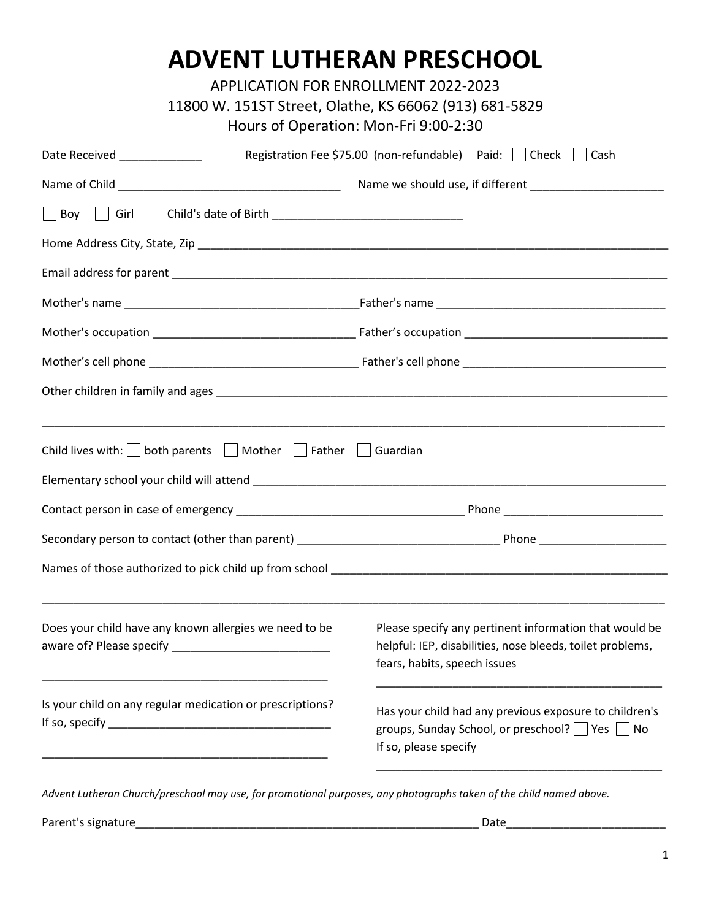# ADVENT LUTHERAN PRESCHOOL

APPLICATION FOR ENROLLMENT 2022-2023

11800 W. 151ST Street, Olathe, KS 66062 (913) 681-5829

Hours of Operation: Mon-Fri 9:00-2:30

Date Received _____________ Registration Fee $75.00 (non-refundable) Paid: ☐ Check ☐ Cash

Name of Child ___________________________________ Name we should use, if different _____________________

☐ Boy ☐ Girl Child's date of Birth _____________________________

Home Address City, State, Zip ___________________________________________________________________________

Email address for parent _______________________________________________________________________________

Mother's name _____________________________________ Father's name ___________________________________

Mother's occupation _______________________________ Father's occupation _______________________________

Mother's cell phone ________________________________ Father's cell phone _______________________________

Other children in family and ages _______________________________________________________________________

_____________________________________________________________________________________________________

Child lives with: ☐ both parents ☐ Mother ☐ Father ☐ Guardian

Elementary school your child will attend ___________________________________________________________________

Contact person in case of emergency ___________________________________ Phone _________________________

Secondary person to contact (other than parent) _______________________________ Phone ____________________

Names of those authorized to pick child up from school _____________________________________________________

_____________________________________________________________________________________________________

Does your child have any known allergies we need to be aware of? Please specify _________________________

_____________________________________________

Is your child on any regular medication or prescriptions? If so, specify __________________________________

_____________________________________________

Please specify any pertinent information that would be helpful: IEP, disabilities, nose bleeds, toilet problems, fears, habits, speech issues

_____________________________________________

Has your child had any previous exposure to children's groups, Sunday School, or preschool? ☐ Yes ☐ No If so, please specify

_____________________________________________

*Advent Lutheran Church/preschool may use, for promotional purposes, any photographs taken of the child named above.*

Parent's signature________________________________________________________ Date_________________________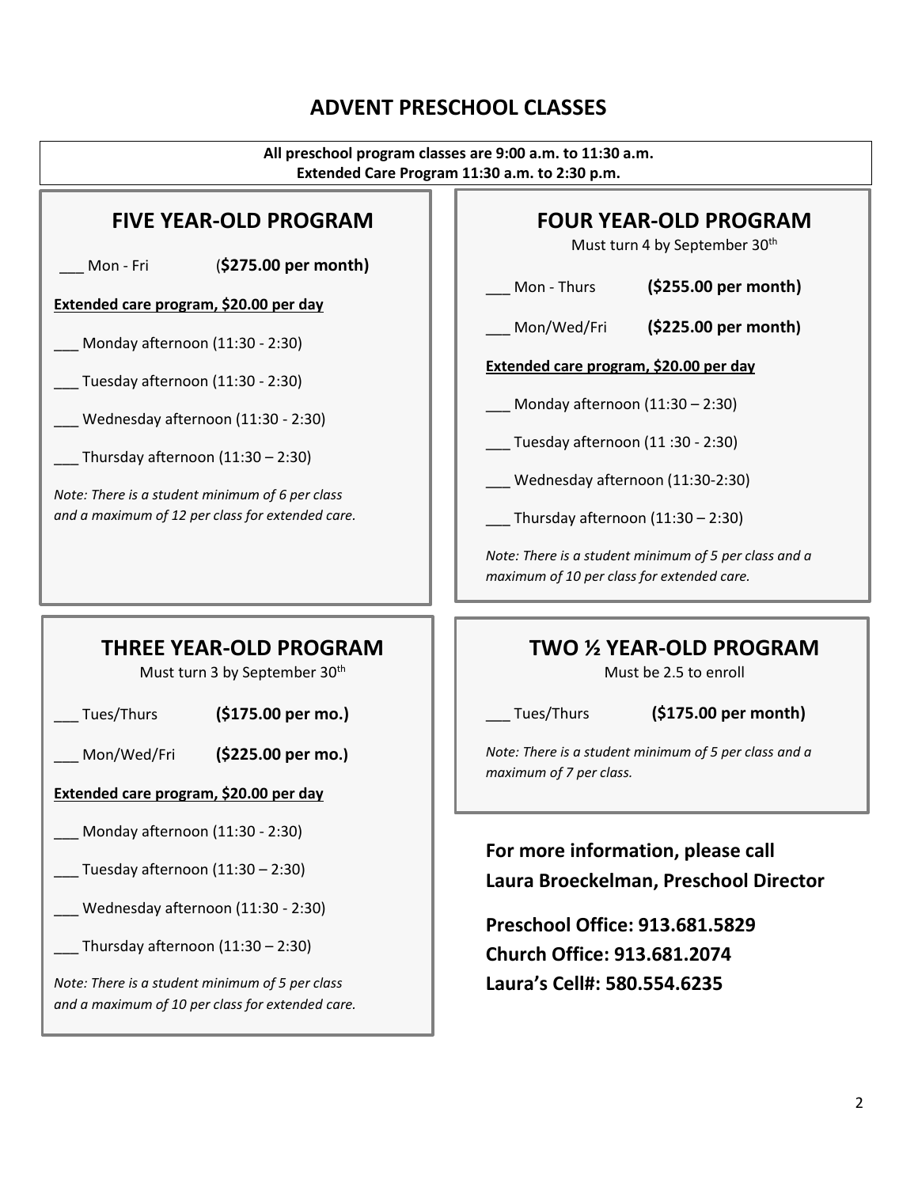# ADVENT PRESCHOOL CLASSES

**All preschool program classes are 9:00 a.m. to 11:30 a.m.**
**Extended Care Program 11:30 a.m. to 2:30 p.m.**

## FIVE YEAR-OLD PROGRAM

___ Mon - Fri (**$275.00 per month)**

**Extended care program, $20.00 per day**

___ Monday afternoon (11:30 - 2:30)

___ Tuesday afternoon (11:30 - 2:30)

___ Wednesday afternoon (11:30 - 2:30)

___ Thursday afternoon (11:30 – 2:30)

*Note: There is a student minimum of 6 per class and a maximum of 12 per class for extended care.*

## FOUR YEAR-OLD PROGRAM

Must turn 4 by September 30th

___ Mon - Thurs **($255.00 per month)**

___ Mon/Wed/Fri **($225.00 per month)**

**Extended care program, $20.00 per day**

___ Monday afternoon (11:30 – 2:30)

___ Tuesday afternoon (11 :30 - 2:30)

___ Wednesday afternoon (11:30-2:30)

___ Thursday afternoon (11:30 – 2:30)

*Note: There is a student minimum of 5 per class and a maximum of 10 per class for extended care.*

## THREE YEAR-OLD PROGRAM

Must turn 3 by September 30th

___ Tues/Thurs **($175.00 per mo.)**

___ Mon/Wed/Fri **($225.00 per mo.)**

**Extended care program, $20.00 per day**

___ Monday afternoon (11:30 - 2:30)

___ Tuesday afternoon (11:30 – 2:30)

___ Wednesday afternoon (11:30 - 2:30)

___ Thursday afternoon (11:30 – 2:30)

*Note: There is a student minimum of 5 per class and a maximum of 10 per class for extended care.*

## TWO ½ YEAR-OLD PROGRAM

Must be 2.5 to enroll

___ Tues/Thurs **($175.00 per month)**

*Note: There is a student minimum of 5 per class and a maximum of 7 per class.*

**For more information, please call**
**Laura Broeckelman, Preschool Director**

**Preschool Office: 913.681.5829**
**Church Office: 913.681.2074**
**Laura's Cell#: 580.554.6235**